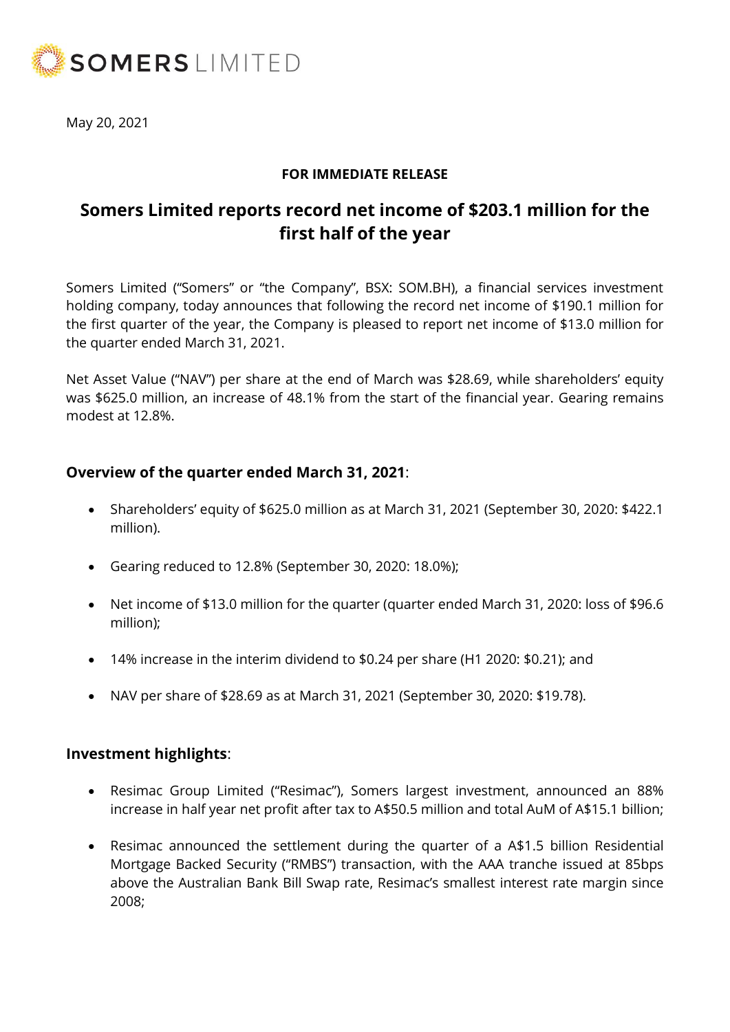SOMERS LIMITED

May 20, 2021

**FOR IMMEDIATE RELEASE**

# Somers Limited reports record net income of $203.1 million for the first half of the year

Somers Limited ("Somers" or "the Company", BSX: SOM.BH), a financial services investment holding company, today announces that following the record net income of $190.1 million for the first quarter of the year, the Company is pleased to report net income of $13.0 million for the quarter ended March 31, 2021.

Net Asset Value ("NAV") per share at the end of March was $28.69, while shareholders' equity was $625.0 million, an increase of 48.1% from the start of the financial year. Gearing remains modest at 12.8%.

## **Overview of the quarter ended March 31, 2021**:

- Shareholders' equity of $625.0 million as at March 31, 2021 (September 30, 2020: $422.1 million).
- Gearing reduced to 12.8% (September 30, 2020: 18.0%);
- Net income of $13.0 million for the quarter (quarter ended March 31, 2020: loss of $96.6 million);
- 14% increase in the interim dividend to $0.24 per share (H1 2020: $0.21); and
- NAV per share of $28.69 as at March 31, 2021 (September 30, 2020: $19.78).

## **Investment highlights**:

- Resimac Group Limited ("Resimac"), Somers largest investment, announced an 88% increase in half year net profit after tax to A$50.5 million and total AuM of A$15.1 billion;
- Resimac announced the settlement during the quarter of a A$1.5 billion Residential Mortgage Backed Security ("RMBS") transaction, with the AAA tranche issued at 85bps above the Australian Bank Bill Swap rate, Resimac's smallest interest rate margin since 2008;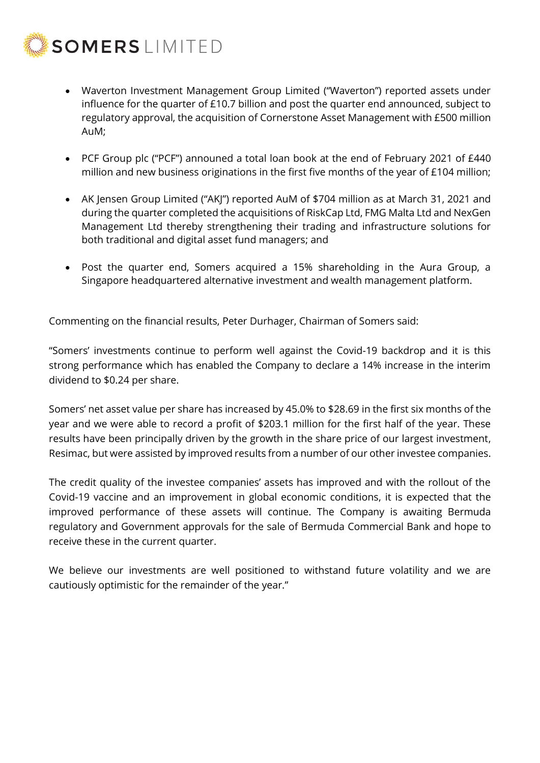- Waverton Investment Management Group Limited ("Waverton") reported assets under influence for the quarter of £10.7 billion and post the quarter end announced, subject to regulatory approval, the acquisition of Cornerstone Asset Management with £500 million AuM;

- PCF Group plc ("PCF") announed a total loan book at the end of February 2021 of £440 million and new business originations in the first five months of the year of £104 million;

- AK Jensen Group Limited ("AKJ") reported AuM of $704 million as at March 31, 2021 and during the quarter completed the acquisitions of RiskCap Ltd, FMG Malta Ltd and NexGen Management Ltd thereby strengthening their trading and infrastructure solutions for both traditional and digital asset fund managers; and

- Post the quarter end, Somers acquired a 15% shareholding in the Aura Group, a Singapore headquartered alternative investment and wealth management platform.

Commenting on the financial results, Peter Durhager, Chairman of Somers said:

"Somers' investments continue to perform well against the Covid-19 backdrop and it is this strong performance which has enabled the Company to declare a 14% increase in the interim dividend to $0.24 per share.

Somers' net asset value per share has increased by 45.0% to $28.69 in the first six months of the year and we were able to record a profit of $203.1 million for the first half of the year. These results have been principally driven by the growth in the share price of our largest investment, Resimac, but were assisted by improved results from a number of our other investee companies.

The credit quality of the investee companies' assets has improved and with the rollout of the Covid-19 vaccine and an improvement in global economic conditions, it is expected that the improved performance of these assets will continue. The Company is awaiting Bermuda regulatory and Government approvals for the sale of Bermuda Commercial Bank and hope to receive these in the current quarter.

We believe our investments are well positioned to withstand future volatility and we are cautiously optimistic for the remainder of the year."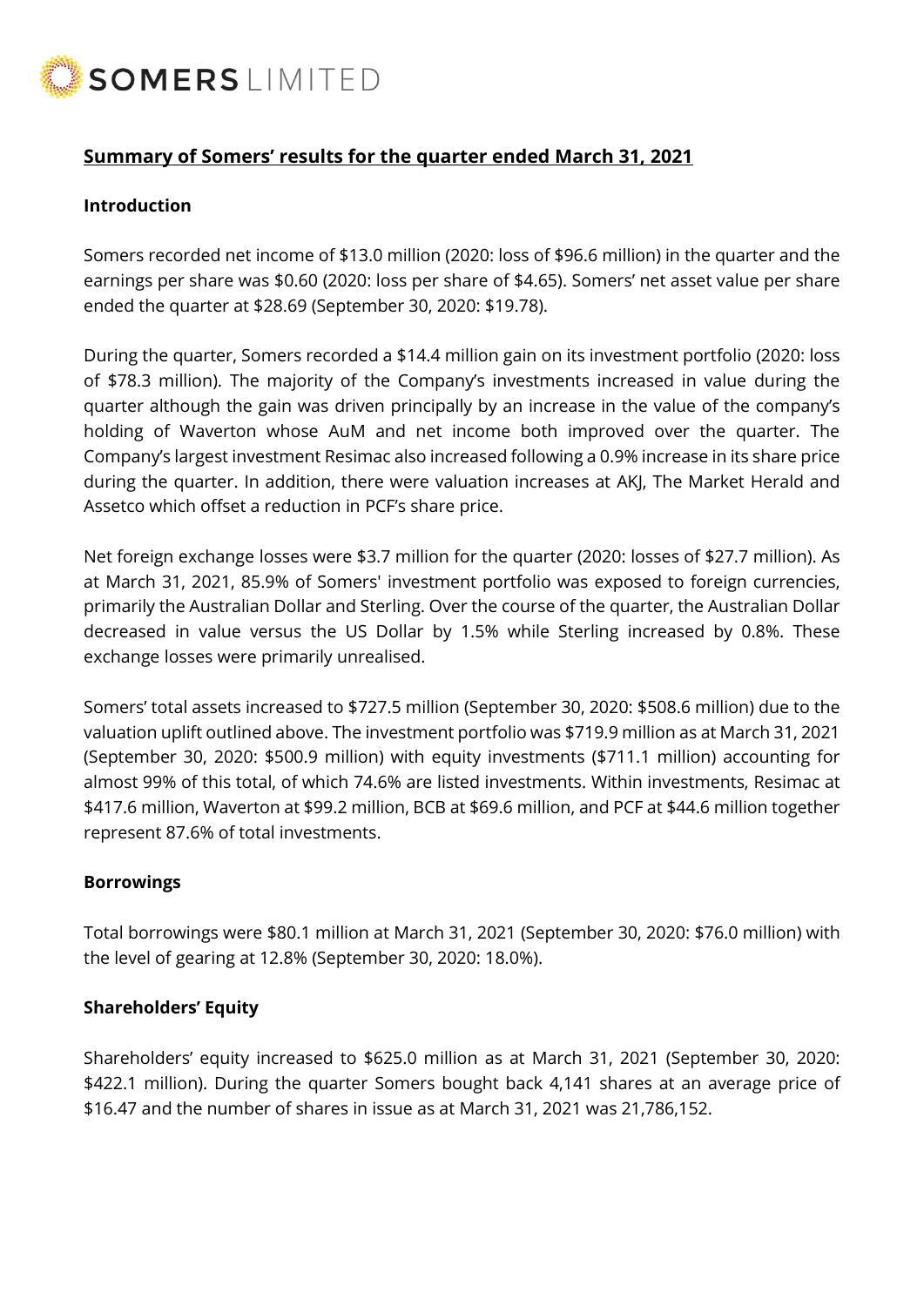# Summary of Somers' results for the quarter ended March 31, 2021

## Introduction

Somers recorded net income of $13.0 million (2020: loss of $96.6 million) in the quarter and the earnings per share was $0.60 (2020: loss per share of $4.65). Somers' net asset value per share ended the quarter at $28.69 (September 30, 2020: $19.78).

During the quarter, Somers recorded a $14.4 million gain on its investment portfolio (2020: loss of $78.3 million). The majority of the Company's investments increased in value during the quarter although the gain was driven principally by an increase in the value of the company's holding of Waverton whose AuM and net income both improved over the quarter. The Company's largest investment Resimac also increased following a 0.9% increase in its share price during the quarter. In addition, there were valuation increases at AKJ, The Market Herald and Assetco which offset a reduction in PCF's share price.

Net foreign exchange losses were $3.7 million for the quarter (2020: losses of $27.7 million). As at March 31, 2021, 85.9% of Somers' investment portfolio was exposed to foreign currencies, primarily the Australian Dollar and Sterling. Over the course of the quarter, the Australian Dollar decreased in value versus the US Dollar by 1.5% while Sterling increased by 0.8%. These exchange losses were primarily unrealised.

Somers' total assets increased to $727.5 million (September 30, 2020: $508.6 million) due to the valuation uplift outlined above. The investment portfolio was $719.9 million as at March 31, 2021 (September 30, 2020: $500.9 million) with equity investments ($711.1 million) accounting for almost 99% of this total, of which 74.6% are listed investments. Within investments, Resimac at $417.6 million, Waverton at $99.2 million, BCB at $69.6 million, and PCF at $44.6 million together represent 87.6% of total investments.

## Borrowings

Total borrowings were $80.1 million at March 31, 2021 (September 30, 2020: $76.0 million) with the level of gearing at 12.8% (September 30, 2020: 18.0%).

## Shareholders' Equity

Shareholders' equity increased to $625.0 million as at March 31, 2021 (September 30, 2020: $422.1 million). During the quarter Somers bought back 4,141 shares at an average price of $16.47 and the number of shares in issue as at March 31, 2021 was 21,786,152.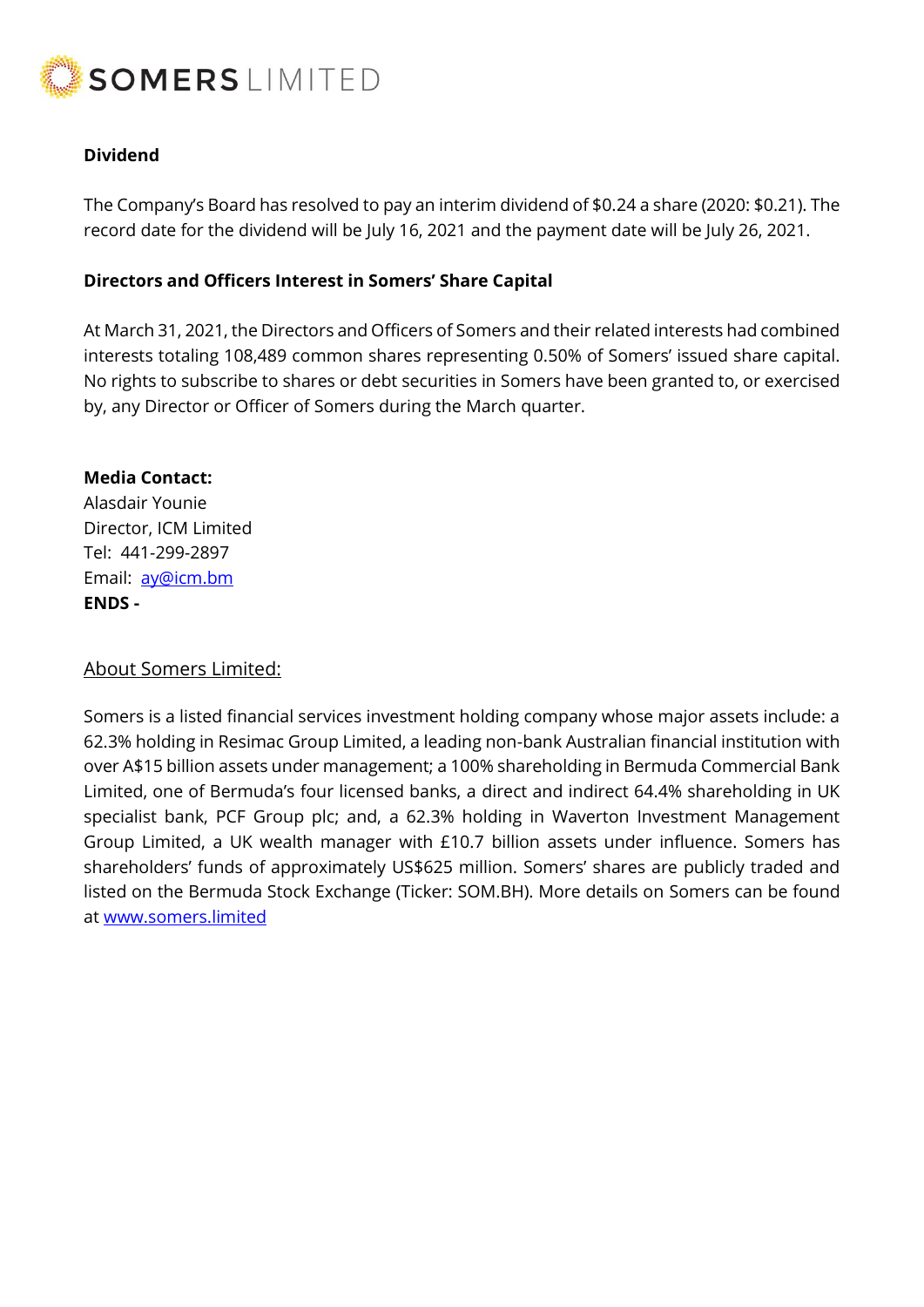**Dividend**

The Company's Board has resolved to pay an interim dividend of $0.24 a share (2020: $0.21). The record date for the dividend will be July 16, 2021 and the payment date will be July 26, 2021.

**Directors and Officers Interest in Somers' Share Capital**

At March 31, 2021, the Directors and Officers of Somers and their related interests had combined interests totaling 108,489 common shares representing 0.50% of Somers' issued share capital. No rights to subscribe to shares or debt securities in Somers have been granted to, or exercised by, any Director or Officer of Somers during the March quarter.

**Media Contact:**
Alasdair Younie
Director, ICM Limited
Tel: 441-299-2897
Email: ay@icm.bm
**ENDS -**

About Somers Limited:

Somers is a listed financial services investment holding company whose major assets include: a 62.3% holding in Resimac Group Limited, a leading non-bank Australian financial institution with over A$15 billion assets under management; a 100% shareholding in Bermuda Commercial Bank Limited, one of Bermuda's four licensed banks, a direct and indirect 64.4% shareholding in UK specialist bank, PCF Group plc; and, a 62.3% holding in Waverton Investment Management Group Limited, a UK wealth manager with £10.7 billion assets under influence. Somers has shareholders' funds of approximately US$625 million. Somers' shares are publicly traded and listed on the Bermuda Stock Exchange (Ticker: SOM.BH). More details on Somers can be found at www.somers.limited